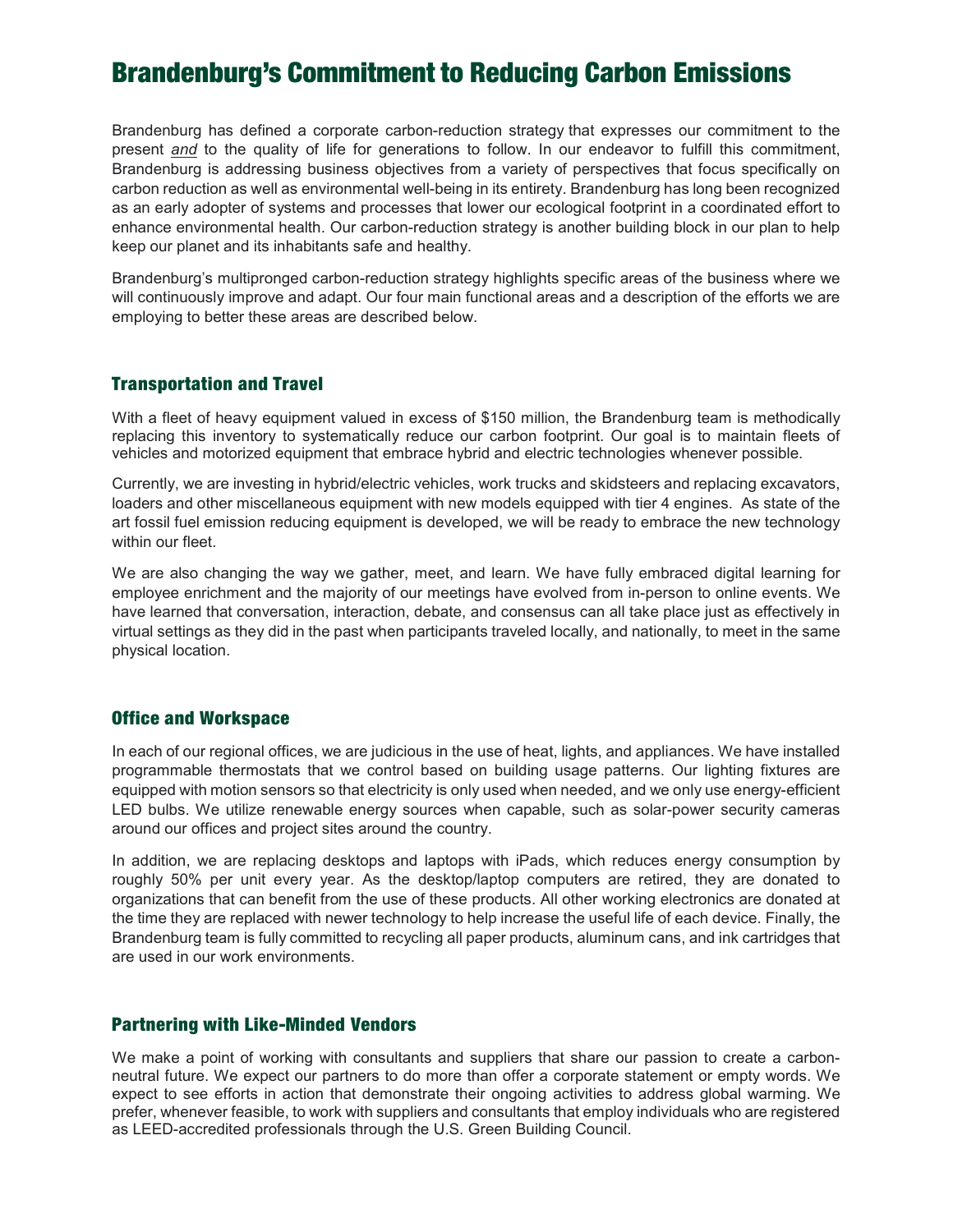# Brandenburg's Commitment to Reducing Carbon Emissions

Brandenburg has defined a corporate carbon-reduction strategy that expresses our commitment to the present ***and*** to the quality of life for generations to follow. In our endeavor to fulfill this commitment, Brandenburg is addressing business objectives from a variety of perspectives that focus specifically on carbon reduction as well as environmental well-being in its entirety. Brandenburg has long been recognized as an early adopter of systems and processes that lower our ecological footprint in a coordinated effort to enhance environmental health. Our carbon-reduction strategy is another building block in our plan to help keep our planet and its inhabitants safe and healthy.

Brandenburg's multipronged carbon-reduction strategy highlights specific areas of the business where we will continuously improve and adapt. Our four main functional areas and a description of the efforts we are employing to better these areas are described below.

## Transportation and Travel

With a fleet of heavy equipment valued in excess of $150 million, the Brandenburg team is methodically replacing this inventory to systematically reduce our carbon footprint. Our goal is to maintain fleets of vehicles and motorized equipment that embrace hybrid and electric technologies whenever possible.

Currently, we are investing in hybrid/electric vehicles, work trucks and skidsteers and replacing excavators, loaders and other miscellaneous equipment with new models equipped with tier 4 engines. As state of the art fossil fuel emission reducing equipment is developed, we will be ready to embrace the new technology within our fleet.

We are also changing the way we gather, meet, and learn. We have fully embraced digital learning for employee enrichment and the majority of our meetings have evolved from in-person to online events. We have learned that conversation, interaction, debate, and consensus can all take place just as effectively in virtual settings as they did in the past when participants traveled locally, and nationally, to meet in the same physical location.

## Office and Workspace

In each of our regional offices, we are judicious in the use of heat, lights, and appliances. We have installed programmable thermostats that we control based on building usage patterns. Our lighting fixtures are equipped with motion sensors so that electricity is only used when needed, and we only use energy-efficient LED bulbs. We utilize renewable energy sources when capable, such as solar-power security cameras around our offices and project sites around the country.

In addition, we are replacing desktops and laptops with iPads, which reduces energy consumption by roughly 50% per unit every year. As the desktop/laptop computers are retired, they are donated to organizations that can benefit from the use of these products. All other working electronics are donated at the time they are replaced with newer technology to help increase the useful life of each device. Finally, the Brandenburg team is fully committed to recycling all paper products, aluminum cans, and ink cartridges that are used in our work environments.

## Partnering with Like-Minded Vendors

We make a point of working with consultants and suppliers that share our passion to create a carbon-neutral future. We expect our partners to do more than offer a corporate statement or empty words. We expect to see efforts in action that demonstrate their ongoing activities to address global warming. We prefer, whenever feasible, to work with suppliers and consultants that employ individuals who are registered as LEED-accredited professionals through the U.S. Green Building Council.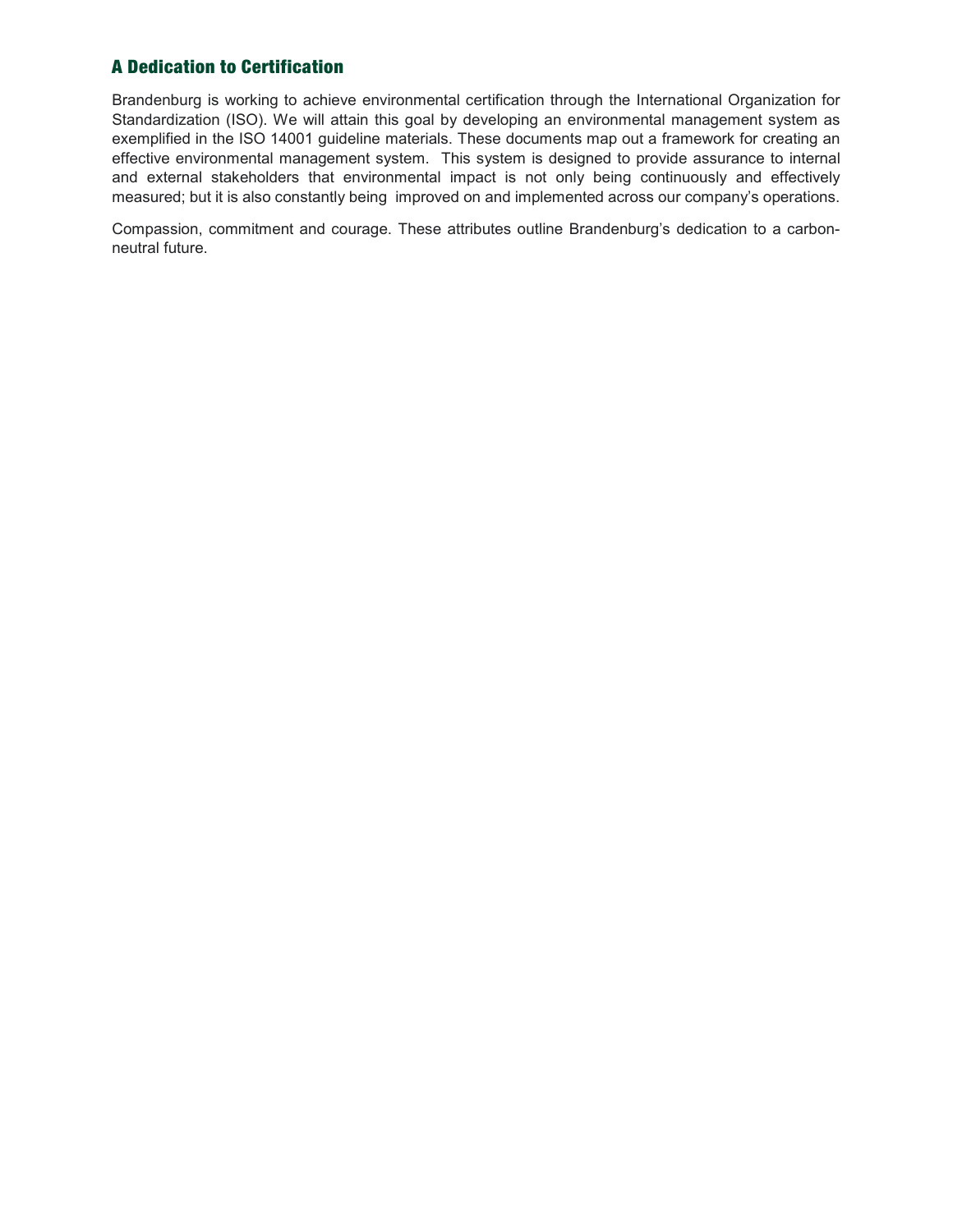## A Dedication to Certification

Brandenburg is working to achieve environmental certification through the International Organization for Standardization (ISO). We will attain this goal by developing an environmental management system as exemplified in the ISO 14001 guideline materials. These documents map out a framework for creating an effective environmental management system. This system is designed to provide assurance to internal and external stakeholders that environmental impact is not only being continuously and effectively measured; but it is also constantly being improved on and implemented across our company's operations.

Compassion, commitment and courage. These attributes outline Brandenburg's dedication to a carbon-neutral future.